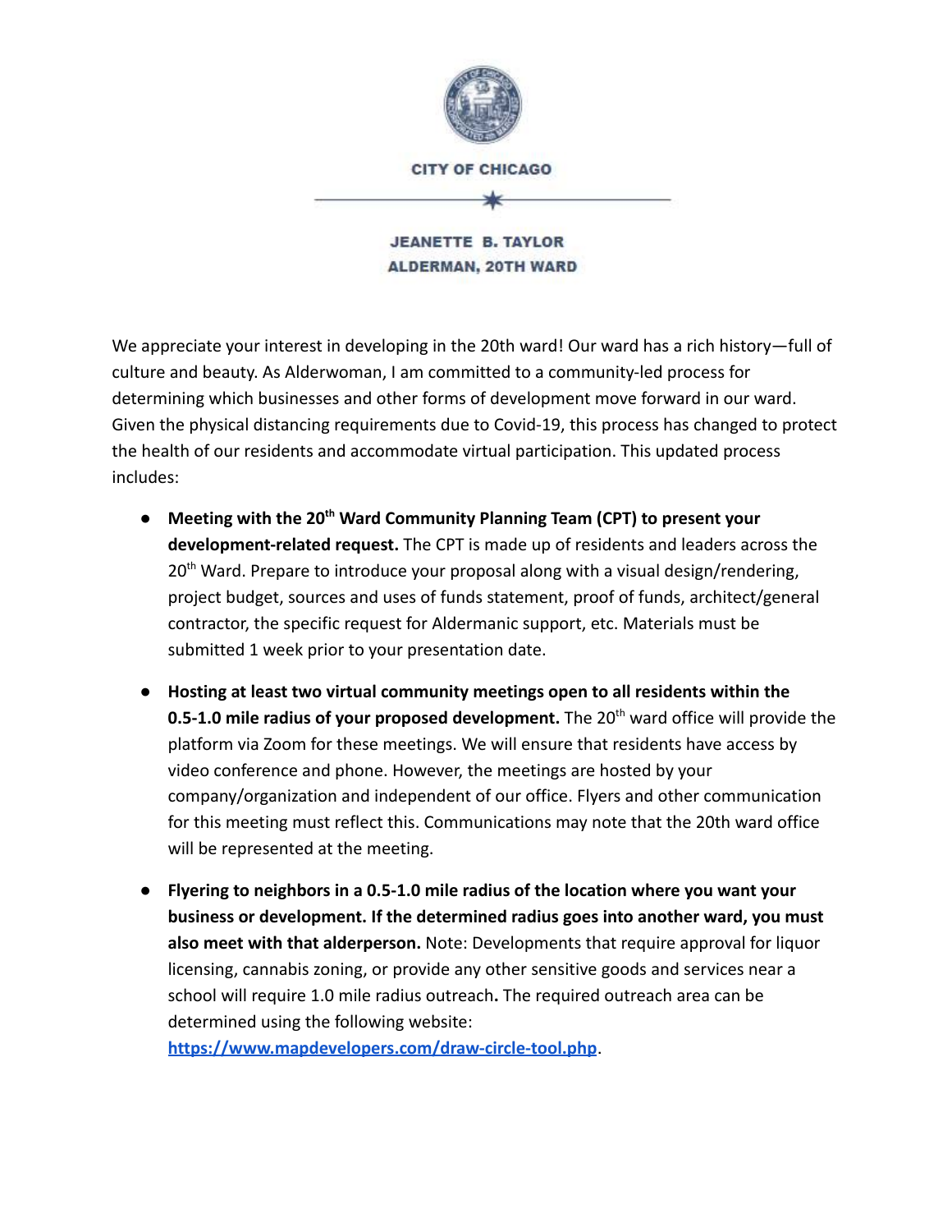CITY OF CHICAGO

JEANETTE B. TAYLOR
ALDERMAN, 20TH WARD

We appreciate your interest in developing in the 20th ward! Our ward has a rich history—full of culture and beauty. As Alderwoman, I am committed to a community-led process for determining which businesses and other forms of development move forward in our ward. Given the physical distancing requirements due to Covid-19, this process has changed to protect the health of our residents and accommodate virtual participation. This updated process includes:

- **Meeting with the 20th Ward Community Planning Team (CPT) to present your development-related request.** The CPT is made up of residents and leaders across the 20th Ward. Prepare to introduce your proposal along with a visual design/rendering, project budget, sources and uses of funds statement, proof of funds, architect/general contractor, the specific request for Aldermanic support, etc. Materials must be submitted 1 week prior to your presentation date.

- **Hosting at least two virtual community meetings open to all residents within the 0.5-1.0 mile radius of your proposed development.** The 20th ward office will provide the platform via Zoom for these meetings. We will ensure that residents have access by video conference and phone. However, the meetings are hosted by your company/organization and independent of our office. Flyers and other communication for this meeting must reflect this. Communications may note that the 20th ward office will be represented at the meeting.

- **Flyering to neighbors in a 0.5-1.0 mile radius of the location where you want your business or development. If the determined radius goes into another ward, you must also meet with that alderperson.** Note: Developments that require approval for liquor licensing, cannabis zoning, or provide any other sensitive goods and services near a school will require 1.0 mile radius outreach**.** The required outreach area can be determined using the following website: **https://www.mapdevelopers.com/draw-circle-tool.php**.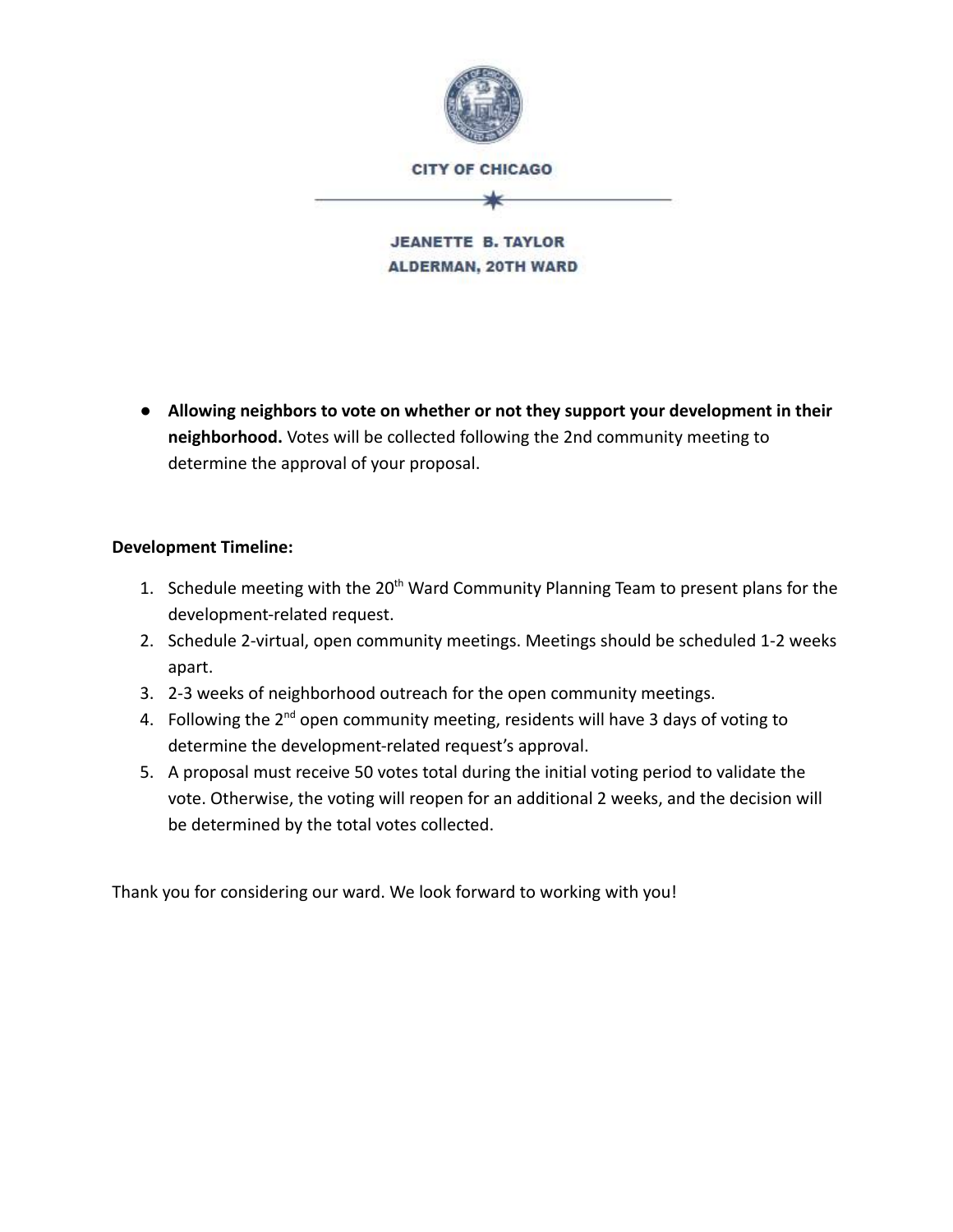CITY OF CHICAGO

JEANETTE B. TAYLOR
ALDERMAN, 20TH WARD

- **Allowing neighbors to vote on whether or not they support your development in their neighborhood.** Votes will be collected following the 2nd community meeting to determine the approval of your proposal.

**Development Timeline:**

1. Schedule meeting with the 20th Ward Community Planning Team to present plans for the development-related request.
2. Schedule 2-virtual, open community meetings. Meetings should be scheduled 1-2 weeks apart.
3. 2-3 weeks of neighborhood outreach for the open community meetings.
4. Following the 2nd open community meeting, residents will have 3 days of voting to determine the development-related request's approval.
5. A proposal must receive 50 votes total during the initial voting period to validate the vote. Otherwise, the voting will reopen for an additional 2 weeks, and the decision will be determined by the total votes collected.

Thank you for considering our ward. We look forward to working with you!